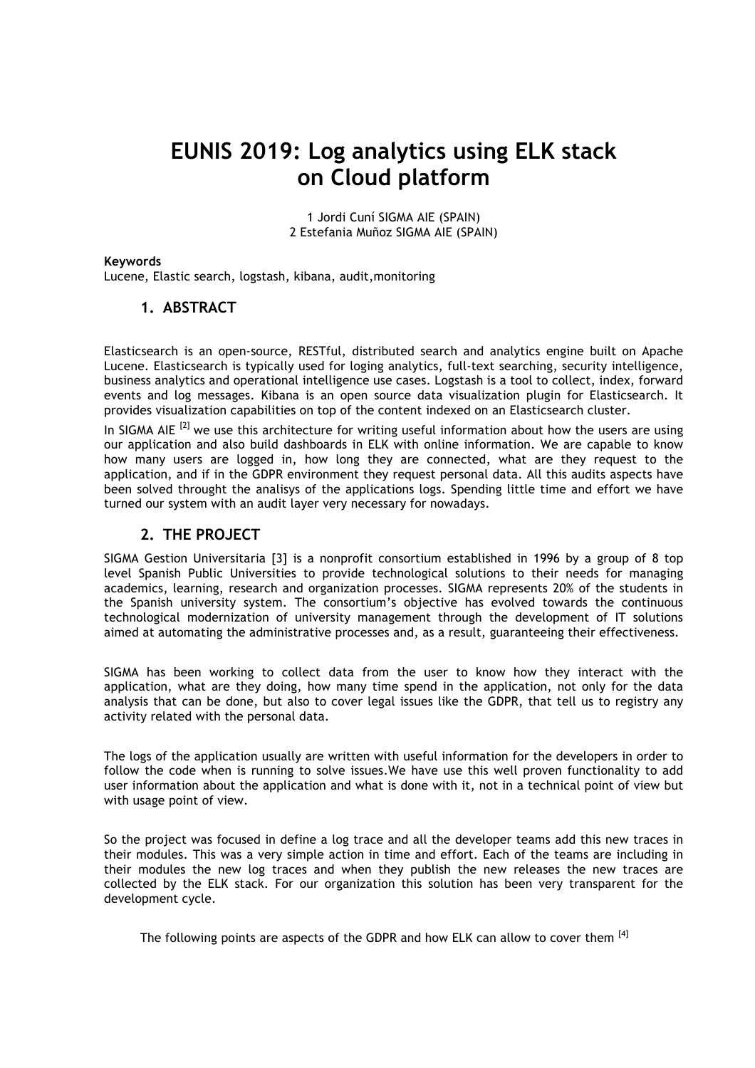# EUNIS 2019: Log analytics using ELK stack on Cloud platform

1 Jordi Cuní SIGMA AIE (SPAIN)
2 Estefania Muñoz SIGMA AIE (SPAIN)

**Keywords**
Lucene, Elastic search, logstash, kibana, audit,monitoring

## 1. ABSTRACT

Elasticsearch is an open-source, RESTful, distributed search and analytics engine built on Apache Lucene. Elasticsearch is typically used for loging analytics, full-text searching, security intelligence, business analytics and operational intelligence use cases. Logstash is a tool to collect, index, forward events and log messages. Kibana is an open source data visualization plugin for Elasticsearch. It provides visualization capabilities on top of the content indexed on an Elasticsearch cluster.

In SIGMA AIE [2] we use this architecture for writing useful information about how the users are using our application and also build dashboards in ELK with online information. We are capable to know how many users are logged in, how long they are connected, what are they request to the application, and if in the GDPR environment they request personal data. All this audits aspects have been solved throught the analisys of the applications logs. Spending little time and effort we have turned our system with an audit layer very necessary for nowadays.

## 2. THE PROJECT

SIGMA Gestion Universitaria [3] is a nonprofit consortium established in 1996 by a group of 8 top level Spanish Public Universities to provide technological solutions to their needs for managing academics, learning, research and organization processes. SIGMA represents 20% of the students in the Spanish university system. The consortium's objective has evolved towards the continuous technological modernization of university management through the development of IT solutions aimed at automating the administrative processes and, as a result, guaranteeing their effectiveness.

SIGMA has been working to collect data from the user to know how they interact with the application, what are they doing, how many time spend in the application, not only for the data analysis that can be done, but also to cover legal issues like the GDPR, that tell us to registry any activity related with the personal data.

The logs of the application usually are written with useful information for the developers in order to follow the code when is running to solve issues.We have use this well proven functionality to add user information about the application and what is done with it, not in a technical point of view but with usage point of view.

So the project was focused in define a log trace and all the developer teams add this new traces in their modules. This was a very simple action in time and effort. Each of the teams are including in their modules the new log traces and when they publish the new releases the new traces are collected by the ELK stack. For our organization this solution has been very transparent for the development cycle.

The following points are aspects of the GDPR and how ELK can allow to cover them [4]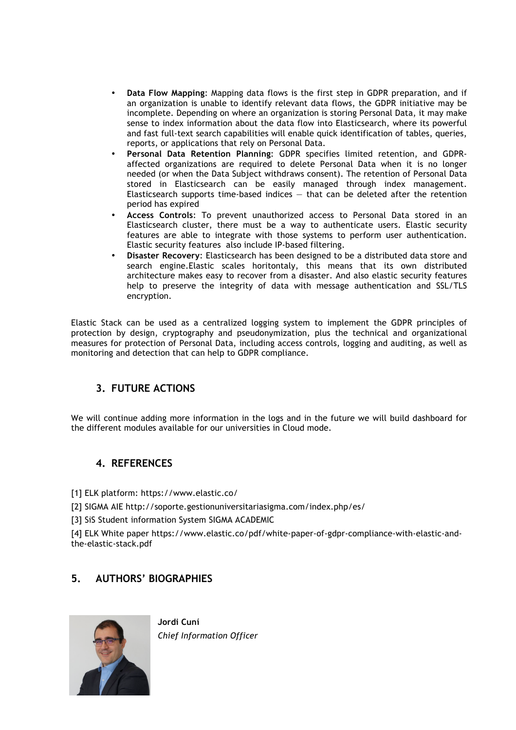- **Data Flow Mapping**: Mapping data flows is the first step in GDPR preparation, and if an organization is unable to identify relevant data flows, the GDPR initiative may be incomplete. Depending on where an organization is storing Personal Data, it may make sense to index information about the data flow into Elasticsearch, where its powerful and fast full-text search capabilities will enable quick identification of tables, queries, reports, or applications that rely on Personal Data.
- **Personal Data Retention Planning**: GDPR specifies limited retention, and GDPR-affected organizations are required to delete Personal Data when it is no longer needed (or when the Data Subject withdraws consent). The retention of Personal Data stored in Elasticsearch can be easily managed through index management. Elasticsearch supports time-based indices — that can be deleted after the retention period has expired
- **Access Controls**: To prevent unauthorized access to Personal Data stored in an Elasticsearch cluster, there must be a way to authenticate users. Elastic security features are able to integrate with those systems to perform user authentication. Elastic security features also include IP-based filtering.
- **Disaster Recovery**: Elasticsearch has been designed to be a distributed data store and search engine.Elastic scales horitontaly, this means that its own distributed architecture makes easy to recover from a disaster. And also elastic security features help to preserve the integrity of data with message authentication and SSL/TLS encryption.

Elastic Stack can be used as a centralized logging system to implement the GDPR principles of protection by design, cryptography and pseudonymization, plus the technical and organizational measures for protection of Personal Data, including access controls, logging and auditing, as well as monitoring and detection that can help to GDPR compliance.

## 3. FUTURE ACTIONS

We will continue adding more information in the logs and in the future we will build dashboard for the different modules available for our universities in Cloud mode.

## 4. REFERENCES

[1] ELK platform: https://www.elastic.co/

[2] SIGMA AIE http://soporte.gestionuniversitariasigma.com/index.php/es/

[3] SiS Student information System SIGMA ACADEMIC

[4] ELK White paper https://www.elastic.co/pdf/white-paper-of-gdpr-compliance-with-elastic-and-the-elastic-stack.pdf

## 5. AUTHORS' BIOGRAPHIES

**Jordi Cuní**
*Chief Information Officer*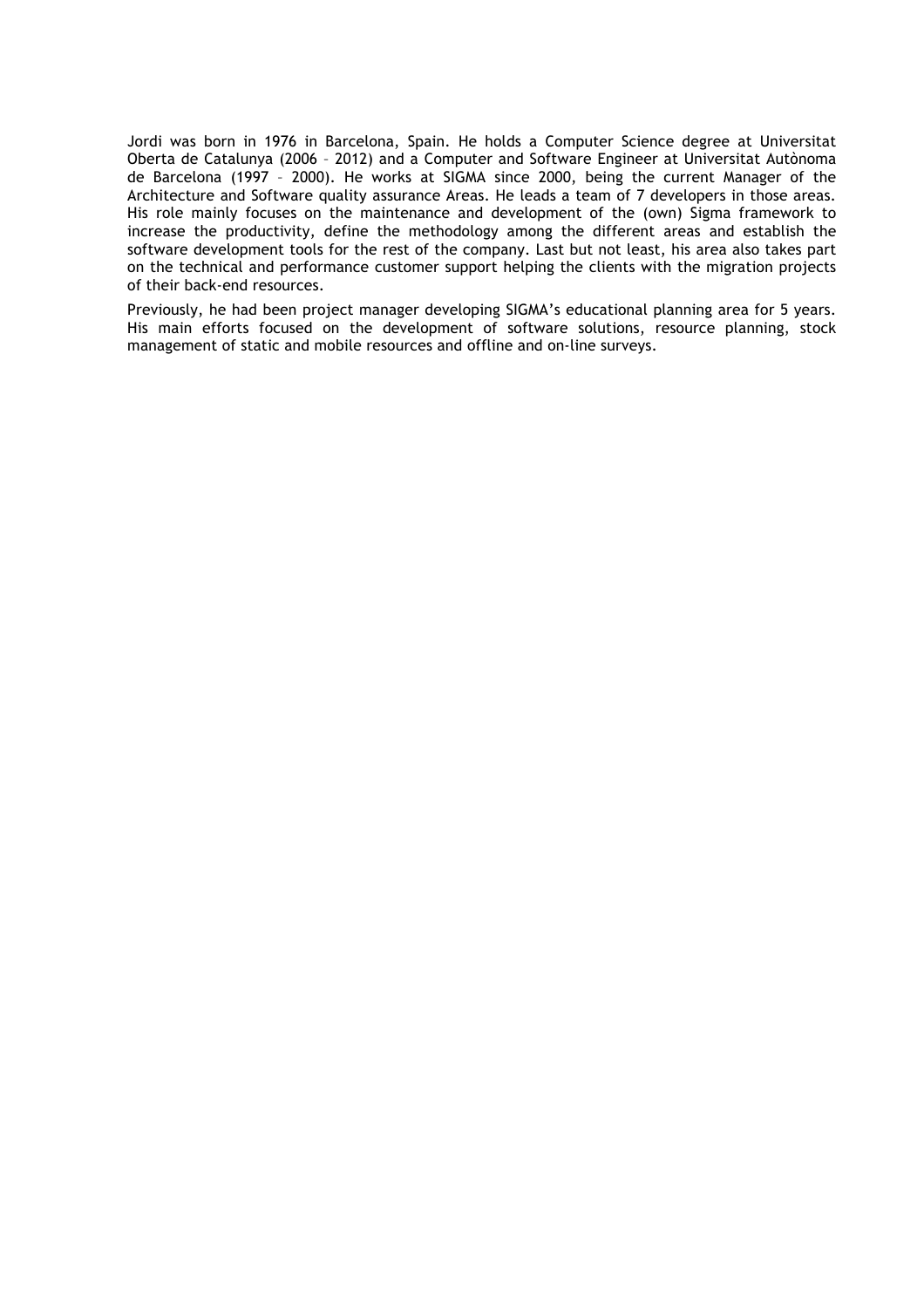Jordi was born in 1976 in Barcelona, Spain. He holds a Computer Science degree at Universitat Oberta de Catalunya (2006 – 2012) and a Computer and Software Engineer at Universitat Autònoma de Barcelona (1997 – 2000). He works at SIGMA since 2000, being the current Manager of the Architecture and Software quality assurance Areas. He leads a team of 7 developers in those areas. His role mainly focuses on the maintenance and development of the (own) Sigma framework to increase the productivity, define the methodology among the different areas and establish the software development tools for the rest of the company. Last but not least, his area also takes part on the technical and performance customer support helping the clients with the migration projects of their back-end resources.

Previously, he had been project manager developing SIGMA's educational planning area for 5 years. His main efforts focused on the development of software solutions, resource planning, stock management of static and mobile resources and offline and on-line surveys.